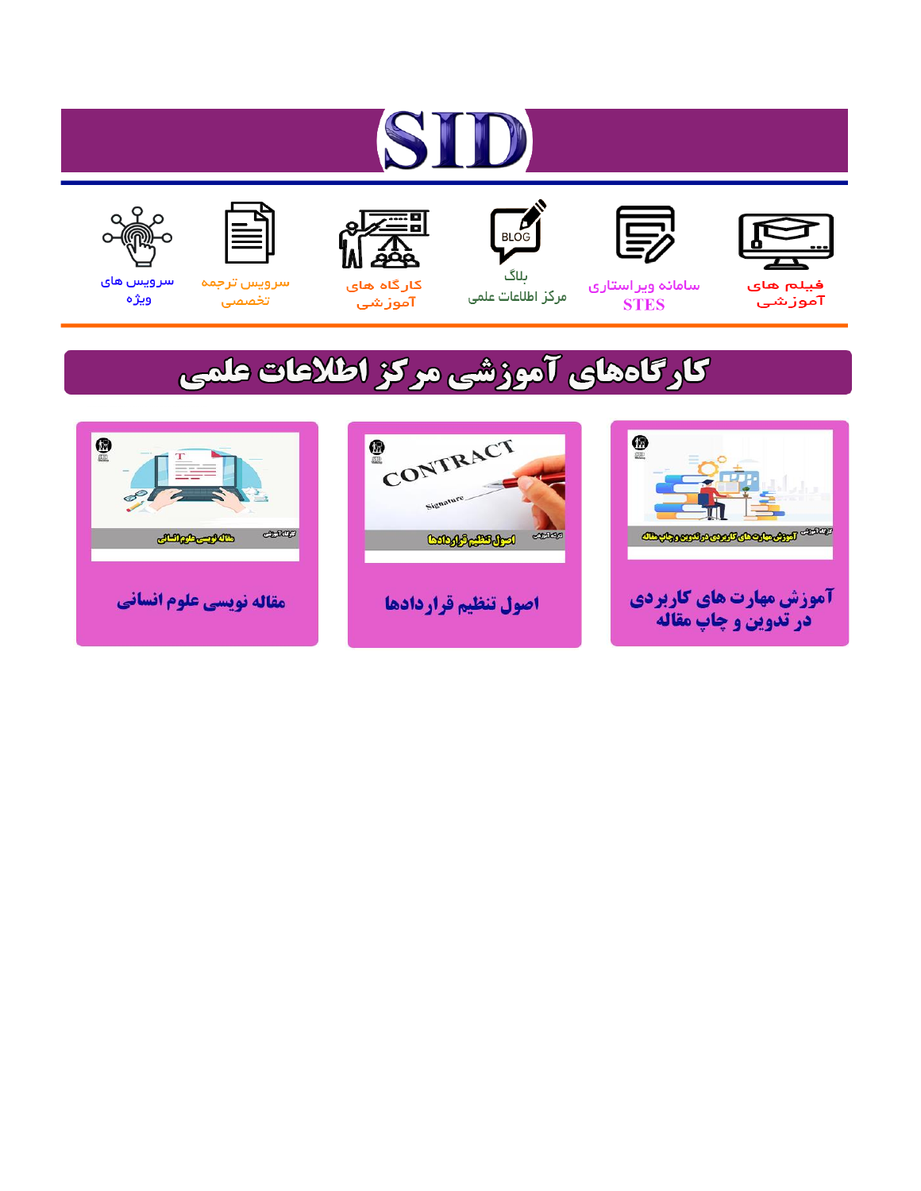# SID

فیلم های آموزشی

سامانه ویراستاری STES

بلاگ مرکز اطلاعات علمی

کارگاه های آموزشی

سرویس ترجمه تخصصی

سرویس های ویژه

## کارگاه‌های آموزشی مرکز اطلاعات علمی

آموزش مهارت های کاربردی در تدوین و چاپ مقاله

اصول تنظیم قراردادها

مقاله نویسی علوم انسانی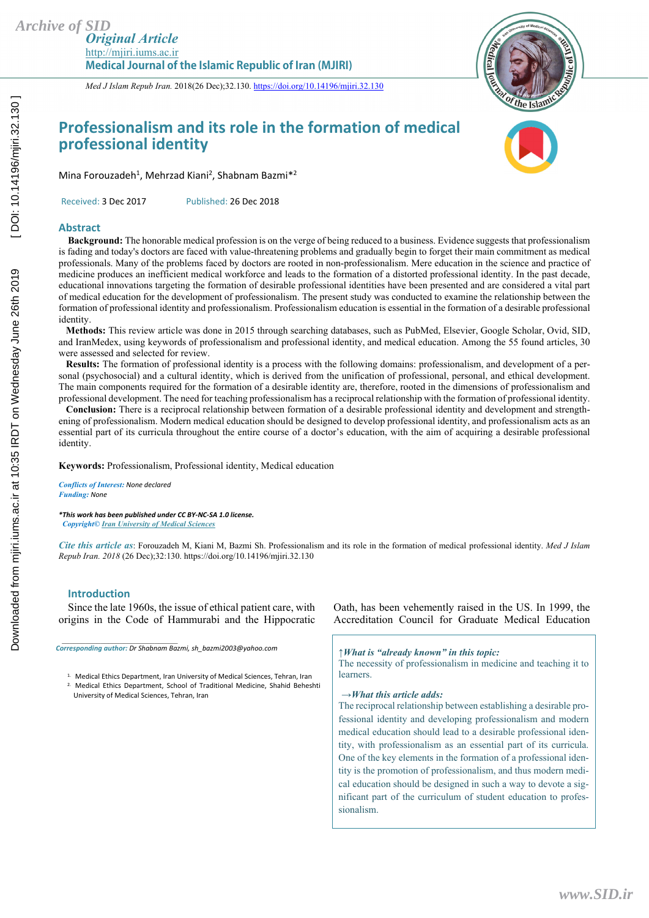# Professionalism and its role in the formation of medical professional identity

Mina Forouzadeh[1], Mehrzad Kiani[2], Shabnam Bazmi*[2]

Received: 3 Dec 2017 Published: 26 Dec 2018

## Abstract

**Background:** The honorable medical profession is on the verge of being reduced to a business. Evidence suggests that professionalism is fading and today's doctors are faced with value-threatening problems and gradually begin to forget their main commitment as medical professionals. Many of the problems faced by doctors are rooted in non-professionalism. Mere education in the science and practice of medicine produces an inefficient medical workforce and leads to the formation of a distorted professional identity. In the past decade, educational innovations targeting the formation of desirable professional identities have been presented and are considered a vital part of medical education for the development of professionalism. The present study was conducted to examine the relationship between the formation of professional identity and professionalism. Professionalism education is essential in the formation of a desirable professional identity.

**Methods:** This review article was done in 2015 through searching databases, such as PubMed, Elsevier, Google Scholar, Ovid, SID, and IranMedex, using keywords of professionalism and professional identity, and medical education. Among the 55 found articles, 30 were assessed and selected for review.

**Results:** The formation of professional identity is a process with the following domains: professionalism, and development of a personal (psychosocial) and a cultural identity, which is derived from the unification of professional, personal, and ethical development. The main components required for the formation of a desirable identity are, therefore, rooted in the dimensions of professionalism and professional development. The need for teaching professionalism has a reciprocal relationship with the formation of professional identity.

**Conclusion:** There is a reciprocal relationship between formation of a desirable professional identity and development and strengthening of professionalism. Modern medical education should be designed to develop professional identity, and professionalism acts as an essential part of its curricula throughout the entire course of a doctor's education, with the aim of acquiring a desirable professional identity.

**Keywords:** Professionalism, Professional identity, Medical education

*Conflicts of Interest:* None declared
*Funding:* None

*\*This work has been published under CC BY-NC-SA 1.0 license.*
*Copyright© Iran University of Medical Sciences*

*Cite this article as*: Forouzadeh M, Kiani M, Bazmi Sh. Professionalism and its role in the formation of medical professional identity. *Med J Islam Repub Iran. 2018* (26 Dec);32:130. https://doi.org/10.14196/mjiri.32.130

## Introduction

Since the late 1960s, the issue of ethical patient care, with origins in the Code of Hammurabi and the Hippocratic Oath, has been vehemently raised in the US. In 1999, the Accreditation Council for Graduate Medical Education

*Corresponding author:* Dr Shabnam Bazmi, sh_bazmi2003@yahoo.com

1. Medical Ethics Department, Iran University of Medical Sciences, Tehran, Iran
2. Medical Ethics Department, School of Traditional Medicine, Shahid Beheshti University of Medical Sciences, Tehran, Iran

*↑What is "already known" in this topic:*
The necessity of professionalism in medicine and teaching it to learners.

*→What this article adds:*
The reciprocal relationship between establishing a desirable professional identity and developing professionalism and modern medical education should lead to a desirable professional identity, with professionalism as an essential part of its curricula. One of the key elements in the formation of a professional identity is the promotion of professionalism, and thus modern medical education should be designed in such a way to devote a significant part of the curriculum of student education to professionalism.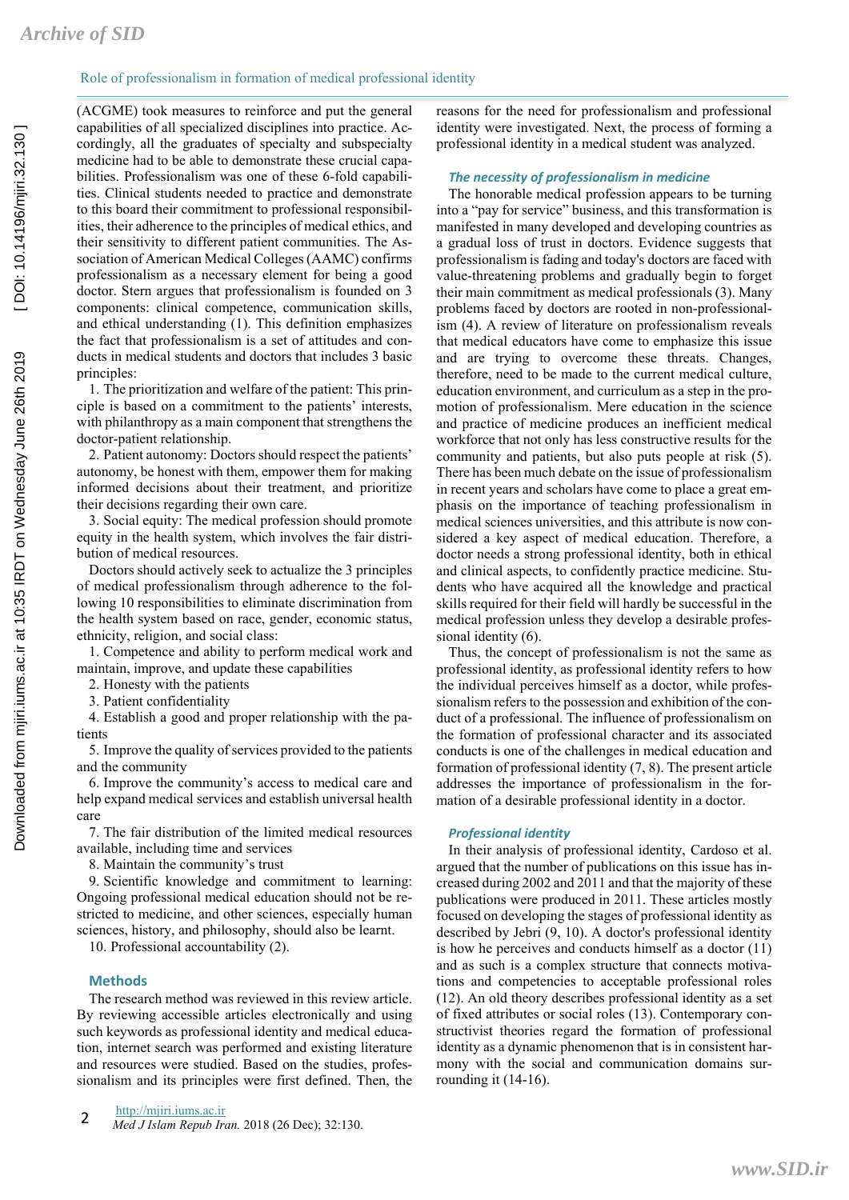(ACGME) took measures to reinforce and put the general capabilities of all specialized disciplines into practice. Accordingly, all the graduates of specialty and subspecialty medicine had to be able to demonstrate these crucial capabilities. Professionalism was one of these 6-fold capabilities. Clinical students needed to practice and demonstrate to this board their commitment to professional responsibilities, their adherence to the principles of medical ethics, and their sensitivity to different patient communities. The Association of American Medical Colleges (AAMC) confirms professionalism as a necessary element for being a good doctor. Stern argues that professionalism is founded on 3 components: clinical competence, communication skills, and ethical understanding (1). This definition emphasizes the fact that professionalism is a set of attitudes and conducts in medical students and doctors that includes 3 basic principles:

1. The prioritization and welfare of the patient: This principle is based on a commitment to the patients' interests, with philanthropy as a main component that strengthens the doctor-patient relationship.
2. Patient autonomy: Doctors should respect the patients' autonomy, be honest with them, empower them for making informed decisions about their treatment, and prioritize their decisions regarding their own care.
3. Social equity: The medical profession should promote equity in the health system, which involves the fair distribution of medical resources.

Doctors should actively seek to actualize the 3 principles of medical professionalism through adherence to the following 10 responsibilities to eliminate discrimination from the health system based on race, gender, economic status, ethnicity, religion, and social class:

1. Competence and ability to perform medical work and maintain, improve, and update these capabilities
2. Honesty with the patients
3. Patient confidentiality
4. Establish a good and proper relationship with the patients
5. Improve the quality of services provided to the patients and the community
6. Improve the community's access to medical care and help expand medical services and establish universal health care
7. The fair distribution of the limited medical resources available, including time and services
8. Maintain the community's trust
9. Scientific knowledge and commitment to learning: Ongoing professional medical education should not be restricted to medicine, and other sciences, especially human sciences, history, and philosophy, should also be learnt.
10. Professional accountability (2).

## Methods

The research method was reviewed in this review article. By reviewing accessible articles electronically and using such keywords as professional identity and medical education, internet search was performed and existing literature and resources were studied. Based on the studies, professionalism and its principles were first defined. Then, the reasons for the need for professionalism and professional identity were investigated. Next, the process of forming a professional identity in a medical student was analyzed.

### *The necessity of professionalism in medicine*

The honorable medical profession appears to be turning into a "pay for service" business, and this transformation is manifested in many developed and developing countries as a gradual loss of trust in doctors. Evidence suggests that professionalism is fading and today's doctors are faced with value-threatening problems and gradually begin to forget their main commitment as medical professionals (3). Many problems faced by doctors are rooted in non-professionalism (4). A review of literature on professionalism reveals that medical educators have come to emphasize this issue and are trying to overcome these threats. Changes, therefore, need to be made to the current medical culture, education environment, and curriculum as a step in the promotion of professionalism. Mere education in the science and practice of medicine produces an inefficient medical workforce that not only has less constructive results for the community and patients, but also puts people at risk (5). There has been much debate on the issue of professionalism in recent years and scholars have come to place a great emphasis on the importance of teaching professionalism in medical sciences universities, and this attribute is now considered a key aspect of medical education. Therefore, a doctor needs a strong professional identity, both in ethical and clinical aspects, to confidently practice medicine. Students who have acquired all the knowledge and practical skills required for their field will hardly be successful in the medical profession unless they develop a desirable professional identity (6).

Thus, the concept of professionalism is not the same as professional identity, as professional identity refers to how the individual perceives himself as a doctor, while professionalism refers to the possession and exhibition of the conduct of a professional. The influence of professionalism on the formation of professional character and its associated conducts is one of the challenges in medical education and formation of professional identity (7, 8). The present article addresses the importance of professionalism in the formation of a desirable professional identity in a doctor.

### *Professional identity*

In their analysis of professional identity, Cardoso et al. argued that the number of publications on this issue has increased during 2002 and 2011 and that the majority of these publications were produced in 2011. These articles mostly focused on developing the stages of professional identity as described by Jebri (9, 10). A doctor's professional identity is how he perceives and conducts himself as a doctor (11) and as such is a complex structure that connects motivations and competencies to acceptable professional roles (12). An old theory describes professional identity as a set of fixed attributes or social roles (13). Contemporary constructivist theories regard the formation of professional identity as a dynamic phenomenon that is in consistent harmony with the social and communication domains surrounding it (14-16).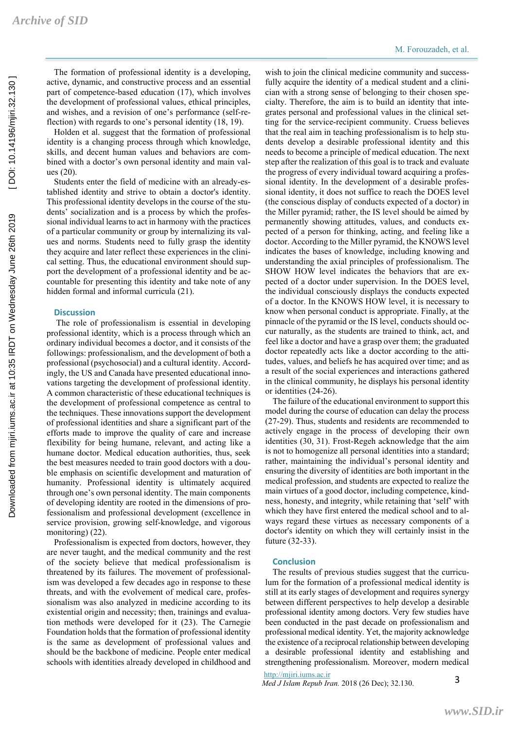The formation of professional identity is a developing, active, dynamic, and constructive process and an essential part of competence-based education (17), which involves the development of professional values, ethical principles, and wishes, and a revision of one's performance (self-reflection) with regards to one's personal identity (18, 19).

Holden et al. suggest that the formation of professional identity is a changing process through which knowledge, skills, and decent human values and behaviors are combined with a doctor's own personal identity and main values (20).

Students enter the field of medicine with an already-established identity and strive to obtain a doctor's identity. This professional identity develops in the course of the students' socialization and is a process by which the professional individual learns to act in harmony with the practices of a particular community or group by internalizing its values and norms. Students need to fully grasp the identity they acquire and later reflect these experiences in the clinical setting. Thus, the educational environment should support the development of a professional identity and be accountable for presenting this identity and take note of any hidden formal and informal curricula (21).

## Discussion

The role of professionalism is essential in developing professional identity, which is a process through which an ordinary individual becomes a doctor, and it consists of the followings: professionalism, and the development of both a professional (psychosocial) and a cultural identity. Accordingly, the US and Canada have presented educational innovations targeting the development of professional identity. A common characteristic of these educational techniques is the development of professional competence as central to the techniques. These innovations support the development of professional identities and share a significant part of the efforts made to improve the quality of care and increase flexibility for being humane, relevant, and acting like a humane doctor. Medical education authorities, thus, seek the best measures needed to train good doctors with a double emphasis on scientific development and maturation of humanity. Professional identity is ultimately acquired through one's own personal identity. The main components of developing identity are rooted in the dimensions of professionalism and professional development (excellence in service provision, growing self-knowledge, and vigorous monitoring) (22).

Professionalism is expected from doctors, however, they are never taught, and the medical community and the rest of the society believe that medical professionalism is threatened by its failures. The movement of professionalism was developed a few decades ago in response to these threats, and with the evolvement of medical care, professionalism was also analyzed in medicine according to its existential origin and necessity; then, trainings and evaluation methods were developed for it (23). The Carnegie Foundation holds that the formation of professional identity is the same as development of professional values and should be the backbone of medicine. People enter medical schools with identities already developed in childhood and wish to join the clinical medicine community and successfully acquire the identity of a medical student and a clinician with a strong sense of belonging to their chosen specialty. Therefore, the aim is to build an identity that integrates personal and professional values in the clinical setting for the service-recipient community. Cruess believes that the real aim in teaching professionalism is to help students develop a desirable professional identity and this needs to become a principle of medical education. The next step after the realization of this goal is to track and evaluate the progress of every individual toward acquiring a professional identity. In the development of a desirable professional identity, it does not suffice to reach the DOES level (the conscious display of conducts expected of a doctor) in the Miller pyramid; rather, the IS level should be aimed by permanently showing attitudes, values, and conducts expected of a person for thinking, acting, and feeling like a doctor. According to the Miller pyramid, the KNOWS level indicates the bases of knowledge, including knowing and understanding the axial principles of professionalism. The SHOW HOW level indicates the behaviors that are expected of a doctor under supervision. In the DOES level, the individual consciously displays the conducts expected of a doctor. In the KNOWS HOW level, it is necessary to know when personal conduct is appropriate. Finally, at the pinnacle of the pyramid or the IS level, conducts should occur naturally, as the students are trained to think, act, and feel like a doctor and have a grasp over them; the graduated doctor repeatedly acts like a doctor according to the attitudes, values, and beliefs he has acquired over time; and as a result of the social experiences and interactions gathered in the clinical community, he displays his personal identity or identities (24-26).

The failure of the educational environment to support this model during the course of education can delay the process (27-29). Thus, students and residents are recommended to actively engage in the process of developing their own identities (30, 31). Frost-Regeh acknowledge that the aim is not to homogenize all personal identities into a standard; rather, maintaining the individual's personal identity and ensuring the diversity of identities are both important in the medical profession, and students are expected to realize the main virtues of a good doctor, including competence, kindness, honesty, and integrity, while retaining that 'self' with which they have first entered the medical school and to always regard these virtues as necessary components of a doctor's identity on which they will certainly insist in the future (32-33).

## Conclusion

The results of previous studies suggest that the curriculum for the formation of a professional medical identity is still at its early stages of development and requires synergy between different perspectives to help develop a desirable professional identity among doctors. Very few studies have been conducted in the past decade on professionalism and professional medical identity. Yet, the majority acknowledge the existence of a reciprocal relationship between developing a desirable professional identity and establishing and strengthening professionalism. Moreover, modern medical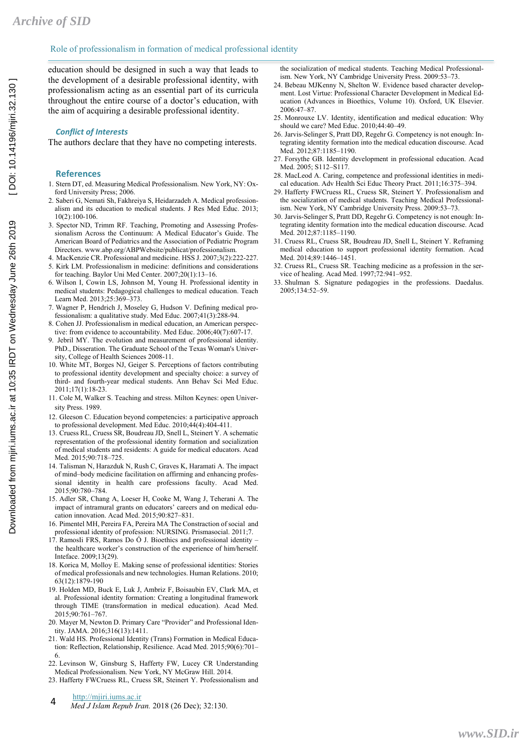education should be designed in such a way that leads to the development of a desirable professional identity, with professionalism acting as an essential part of its curricula throughout the entire course of a doctor's education, with the aim of acquiring a desirable professional identity.

## Conflict of Interests

The authors declare that they have no competing interests.

## References

1. Stern DT, ed. Measuring Medical Professionalism. New York, NY: Oxford University Press; 2006.
2. Saberi G, Nemati Sh, Fakhreiya S, Heidarzadeh A. Medical professionalism and its education to medical students. J Res Med Educ. 2013; 10(2):100-106.
3. Spector ND, Trimm RF. Teaching, Promoting and Assessing Professionalism Across the Continuum: A Medical Educator's Guide. The American Board of Pediatrics and the Association of Pediatric Program Directors. www.abp.org/ABPWebsite/publicat/professionalism.
4. MacKenzie CR. Professional and medicine. HSS J. 2007;3(2):222-227.
5. Kirk LM. Professionalism in medicine: definitions and considerations for teaching. Baylor Uni Med Center. 2007;20(1):13–16.
6. Wilson I, Cowin LS, Johnson M, Young H. Professional identity in medical students: Pedagogical challenges to medical education. Teach Learn Med. 2013;25:369–373.
7. Wagner P, Hendrich J, Moseley G, Hudson V. Defining medical professionalism: a qualitative study. Med Educ. 2007;41(3):288-94.
8. Cohen JJ. Professionalism in medical education, an American perspective: from evidence to accountability. Med Educ. 2006;40(7):607-17.
9. Jebril MY. The evolution and measurement of professional identity. PhD., Disseration. The Graduate School of the Texas Woman's University, College of Health Sciences 2008-11.
10. White MT, Borges NJ, Geiger S. Perceptions of factors contributing to professional identity development and specialty choice: a survey of third- and fourth-year medical students. Ann Behav Sci Med Educ. 2011;17(1):18-23.
11. Cole M, Walker S. Teaching and stress. Milton Keynes: open University Press. 1989.
12. Gleeson C. Education beyond competencies: a participative approach to professional development. Med Educ. 2010;44(4):404-411.
13. Cruess RL, Cruess SR, Boudreau JD, Snell L, Steinert Y. A schematic representation of the professional identity formation and socialization of medical students and residents: A guide for medical educators. Acad Med. 2015;90:718–725.
14. Talisman N, Harazduk N, Rush C, Graves K, Haramati A. The impact of mind–body medicine facilitation on affirming and enhancing professional identity in health care professions faculty. Acad Med. 2015;90:780–784.
15. Adler SR, Chang A, Loeser H, Cooke M, Wang J, Teherani A. The impact of intramural grants on educators' careers and on medical education innovation. Acad Med. 2015;90:827–831.
16. Pimentel MH, Pereira FA, Pereira MA The Constraction of social and professional identity of profession: NURSING. Prismasocial. 2011;7.
17. RamosIi FRS, Ramos Do Ó J. Bioethics and professional identity – the healthcare worker's construction of the experience of him/herself. Inteface. 2009;13(29).
18. Korica M, Molloy E. Making sense of professional identities: Stories of medical professionals and new technologies. Human Relations. 2010; 63(12):1879-190
19. Holden MD, Buck E, Luk J, Ambriz F, Boisaubin EV, Clark MA, et al. Professional identity formation: Creating a longitudinal framework through TIME (transformation in medical education). Acad Med. 2015;90:761–767.
20. Mayer M, Newton D. Primary Care "Provider" and Professional Identity. JAMA. 2016;316(13):1411.
21. Wald HS. Professional Identity (Trans) Formation in Medical Education: Reflection, Relationship, Resilience. Acad Med. 2015;90(6):701–6.
22. Levinson W, Ginsburg S, Hafferty FW, Lucey CR Understanding Medical Professionalism. New York, NY McGraw Hill. 2014.
23. Hafferty FWCruess RL, Cruess SR, Steinert Y. Professionalism and the socialization of medical students. Teaching Medical Professionalism. New York, NY Cambridge University Press. 2009:53–73.
24. Bebeau MJKenny N, Shelton W. Evidence based character development. Lost Virtue: Professional Character Development in Medical Education (Advances in Bioethics, Volume 10). Oxford, UK Elsevier. 2006:47–87.
25. Monrouxe LV. Identity, identification and medical education: Why should we care? Med Educ. 2010;44:40–49.
26. Jarvis-Selinger S, Pratt DD, Regehr G. Competency is not enough: Integrating identity formation into the medical education discourse. Acad Med. 2012;87:1185–1190.
27. Forsythe GB. Identity development in professional education. Acad Med. 2005; S112–S117.
28. MacLeod A. Caring, competence and professional identities in medical education. Adv Health Sci Educ Theory Pract. 2011;16:375–394.
29. Hafferty FWCruess RL, Cruess SR, Steinert Y. Professionalism and the socialization of medical students. Teaching Medical Professionalism. New York, NY Cambridge University Press. 2009:53–73.
30. Jarvis-Selinger S, Pratt DD, Regehr G. Competency is not enough: Integrating identity formation into the medical education discourse. Acad Med. 2012;87:1185–1190.
31. Cruess RL, Cruess SR, Boudreau JD, Snell L, Steinert Y. Reframing medical education to support professional identity formation. Acad Med. 2014;89:1446–1451.
32. Cruess RL, Cruess SR. Teaching medicine as a profession in the service of healing. Acad Med. 1997;72:941–952.
33. Shulman S. Signature pedagogies in the professions. Daedalus. 2005;134:52–59.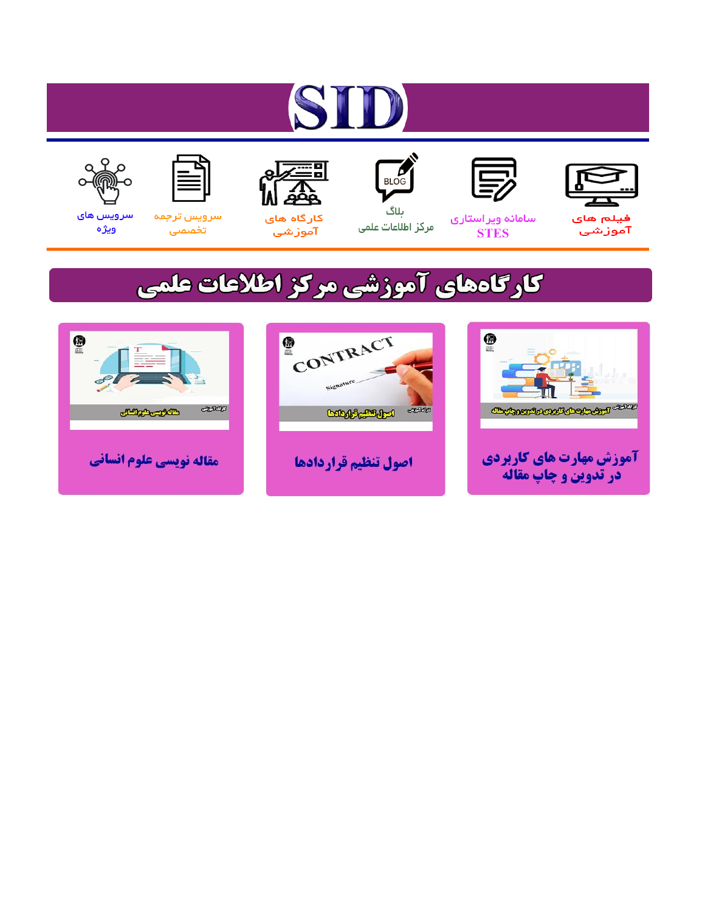# SID

فیلم های آموزشی

سامانه ویراستاری STES

بلاگ مرکز اطلاعات علمی

کارگاه های آموزشی

سرویس ترجمه تخصصی

سرویس های ویژه

## کارگاه‌های آموزشی مرکز اطلاعات علمی

آموزش مهارت های کاربردی در تدوین و چاپ مقاله

اصول تنظیم قراردادها

مقاله نویسی علوم انسانی